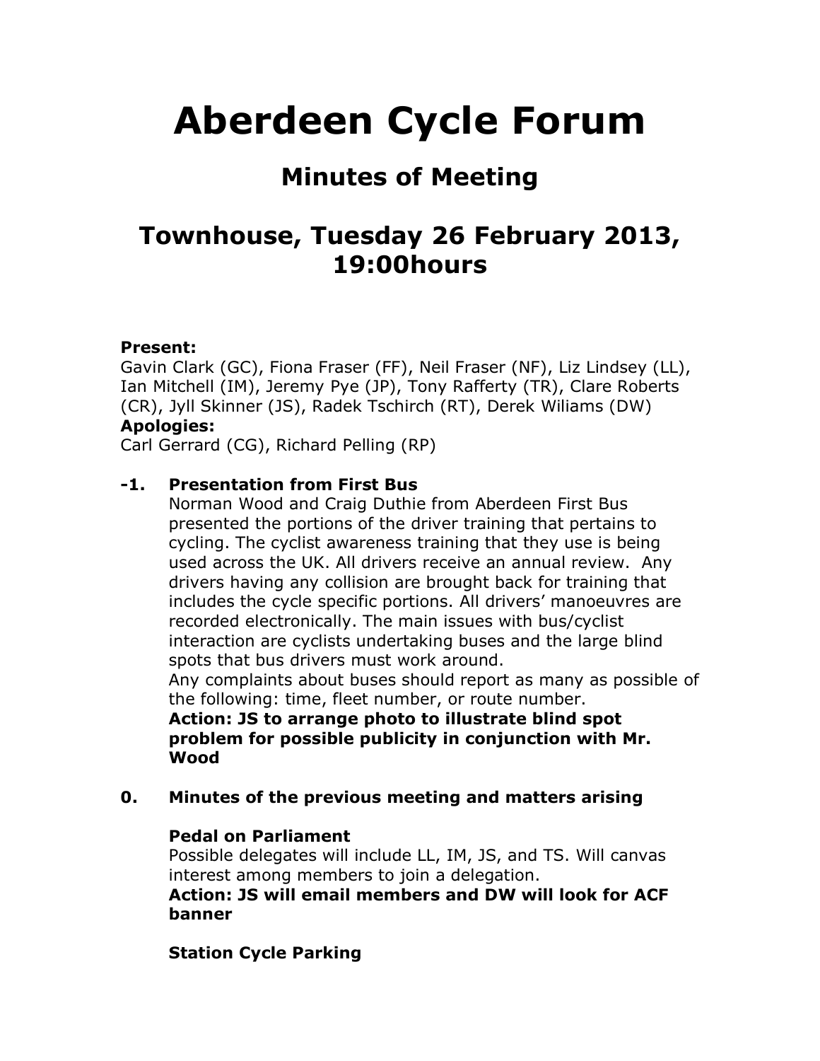# Aberdeen Cycle Forum

## Minutes of Meeting

## Townhouse, Tuesday 26 February 2013, 19:00hours

**Present:**
Gavin Clark (GC), Fiona Fraser (FF), Neil Fraser (NF), Liz Lindsey (LL), Ian Mitchell (IM), Jeremy Pye (JP), Tony Rafferty (TR), Clare Roberts (CR), Jyll Skinner (JS), Radek Tschirch (RT), Derek Wiliams (DW)
**Apologies:**
Carl Gerrard (CG), Richard Pelling (RP)

**-1. Presentation from First Bus**

Norman Wood and Craig Duthie from Aberdeen First Bus presented the portions of the driver training that pertains to cycling. The cyclist awareness training that they use is being used across the UK. All drivers receive an annual review. Any drivers having any collision are brought back for training that includes the cycle specific portions. All drivers' manoeuvres are recorded electronically. The main issues with bus/cyclist interaction are cyclists undertaking buses and the large blind spots that bus drivers must work around.
Any complaints about buses should report as many as possible of the following: time, fleet number, or route number.
**Action: JS to arrange photo to illustrate blind spot problem for possible publicity in conjunction with Mr. Wood**

**0. Minutes of the previous meeting and matters arising**

**Pedal on Parliament**

Possible delegates will include LL, IM, JS, and TS. Will canvas interest among members to join a delegation.
**Action: JS will email members and DW will look for ACF banner**

**Station Cycle Parking**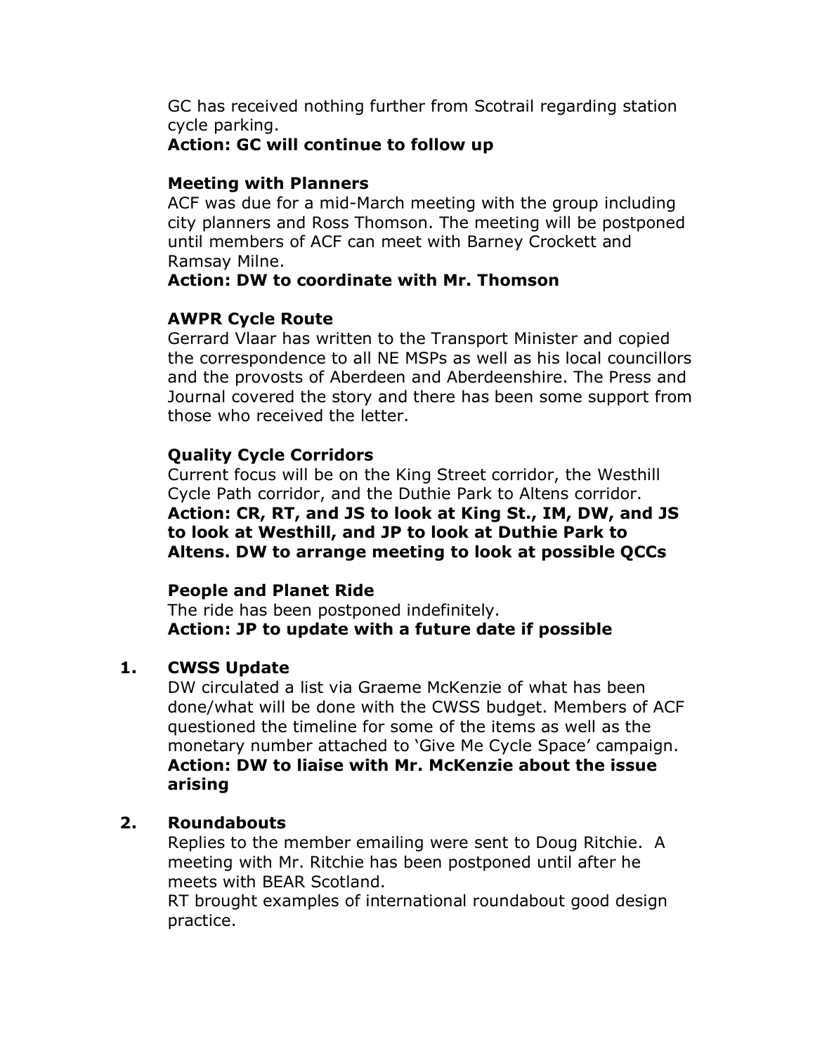GC has received nothing further from Scotrail regarding station cycle parking.

**Action: GC will continue to follow up**

**Meeting with Planners**

ACF was due for a mid-March meeting with the group including city planners and Ross Thomson. The meeting will be postponed until members of ACF can meet with Barney Crockett and Ramsay Milne.

**Action: DW to coordinate with Mr. Thomson**

**AWPR Cycle Route**

Gerrard Vlaar has written to the Transport Minister and copied the correspondence to all NE MSPs as well as his local councillors and the provosts of Aberdeen and Aberdeenshire. The Press and Journal covered the story and there has been some support from those who received the letter.

**Quality Cycle Corridors**

Current focus will be on the King Street corridor, the Westhill Cycle Path corridor, and the Duthie Park to Altens corridor.

**Action: CR, RT, and JS to look at King St., IM, DW, and JS to look at Westhill, and JP to look at Duthie Park to Altens. DW to arrange meeting to look at possible QCCs**

**People and Planet Ride**

The ride has been postponed indefinitely.

**Action: JP to update with a future date if possible**

## 1. CWSS Update

DW circulated a list via Graeme McKenzie of what has been done/what will be done with the CWSS budget. Members of ACF questioned the timeline for some of the items as well as the monetary number attached to 'Give Me Cycle Space' campaign.

**Action: DW to liaise with Mr. McKenzie about the issue arising**

## 2. Roundabouts

Replies to the member emailing were sent to Doug Ritchie. A meeting with Mr. Ritchie has been postponed until after he meets with BEAR Scotland.

RT brought examples of international roundabout good design practice.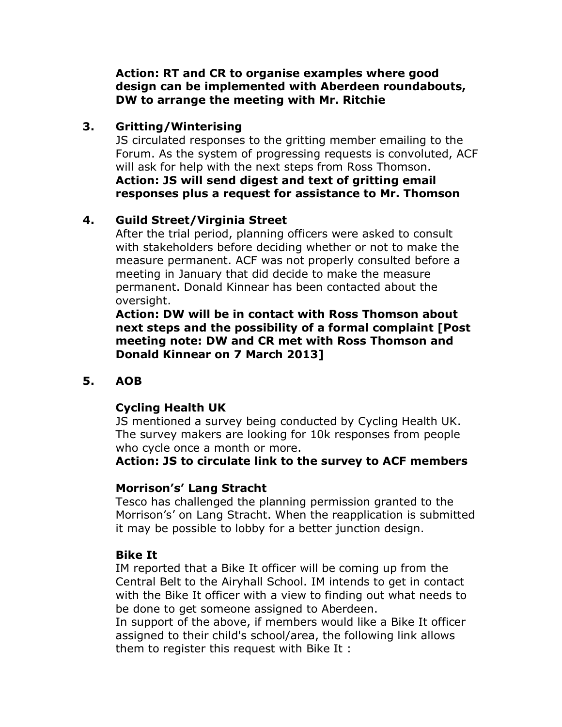**Action: RT and CR to organise examples where good design can be implemented with Aberdeen roundabouts, DW to arrange the meeting with Mr. Ritchie**

## 3. Gritting/Winterising

JS circulated responses to the gritting member emailing to the Forum. As the system of progressing requests is convoluted, ACF will ask for help with the next steps from Ross Thomson.

**Action: JS will send digest and text of gritting email responses plus a request for assistance to Mr. Thomson**

## 4. Guild Street/Virginia Street

After the trial period, planning officers were asked to consult with stakeholders before deciding whether or not to make the measure permanent. ACF was not properly consulted before a meeting in January that did decide to make the measure permanent. Donald Kinnear has been contacted about the oversight.

**Action: DW will be in contact with Ross Thomson about next steps and the possibility of a formal complaint [Post meeting note: DW and CR met with Ross Thomson and Donald Kinnear on 7 March 2013]**

## 5. AOB

### Cycling Health UK

JS mentioned a survey being conducted by Cycling Health UK. The survey makers are looking for 10k responses from people who cycle once a month or more.

**Action: JS to circulate link to the survey to ACF members**

### Morrison's' Lang Stracht

Tesco has challenged the planning permission granted to the Morrison's' on Lang Stracht. When the reapplication is submitted it may be possible to lobby for a better junction design.

### Bike It

IM reported that a Bike It officer will be coming up from the Central Belt to the Airyhall School. IM intends to get in contact with the Bike It officer with a view to finding out what needs to be done to get someone assigned to Aberdeen.

In support of the above, if members would like a Bike It officer assigned to their child's school/area, the following link allows them to register this request with Bike It :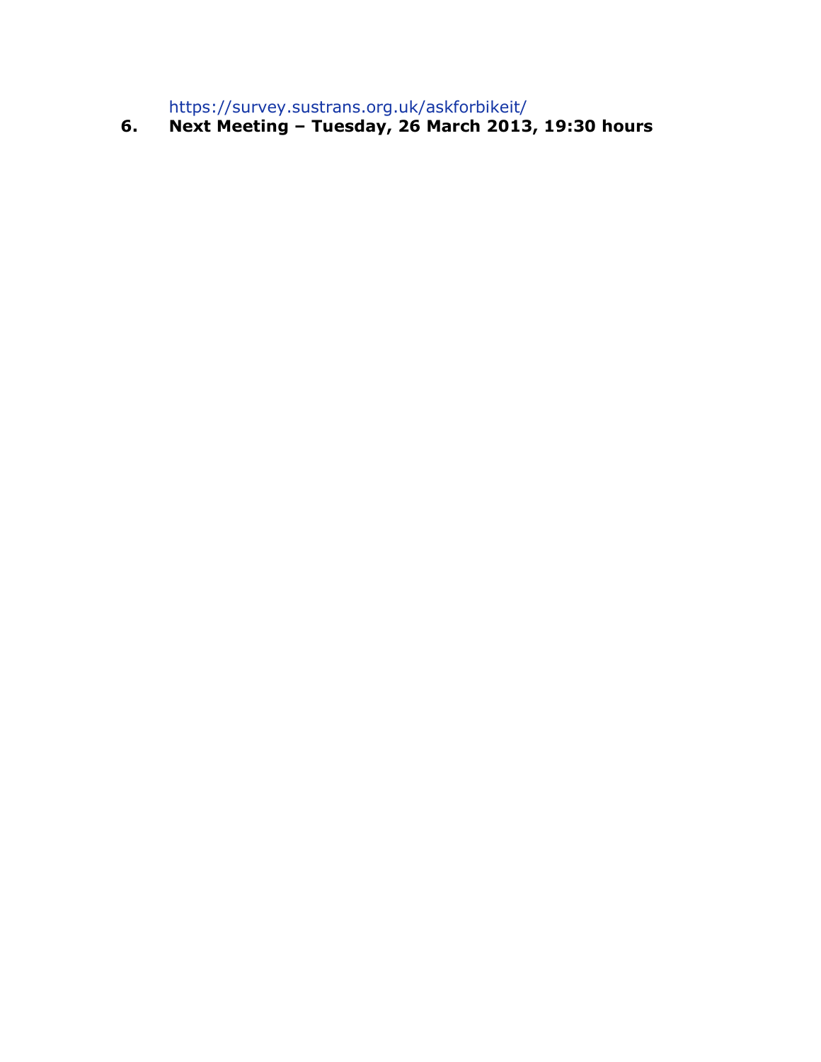https://survey.sustrans.org.uk/askforbikeit/

6. **Next Meeting – Tuesday, 26 March 2013, 19:30 hours**